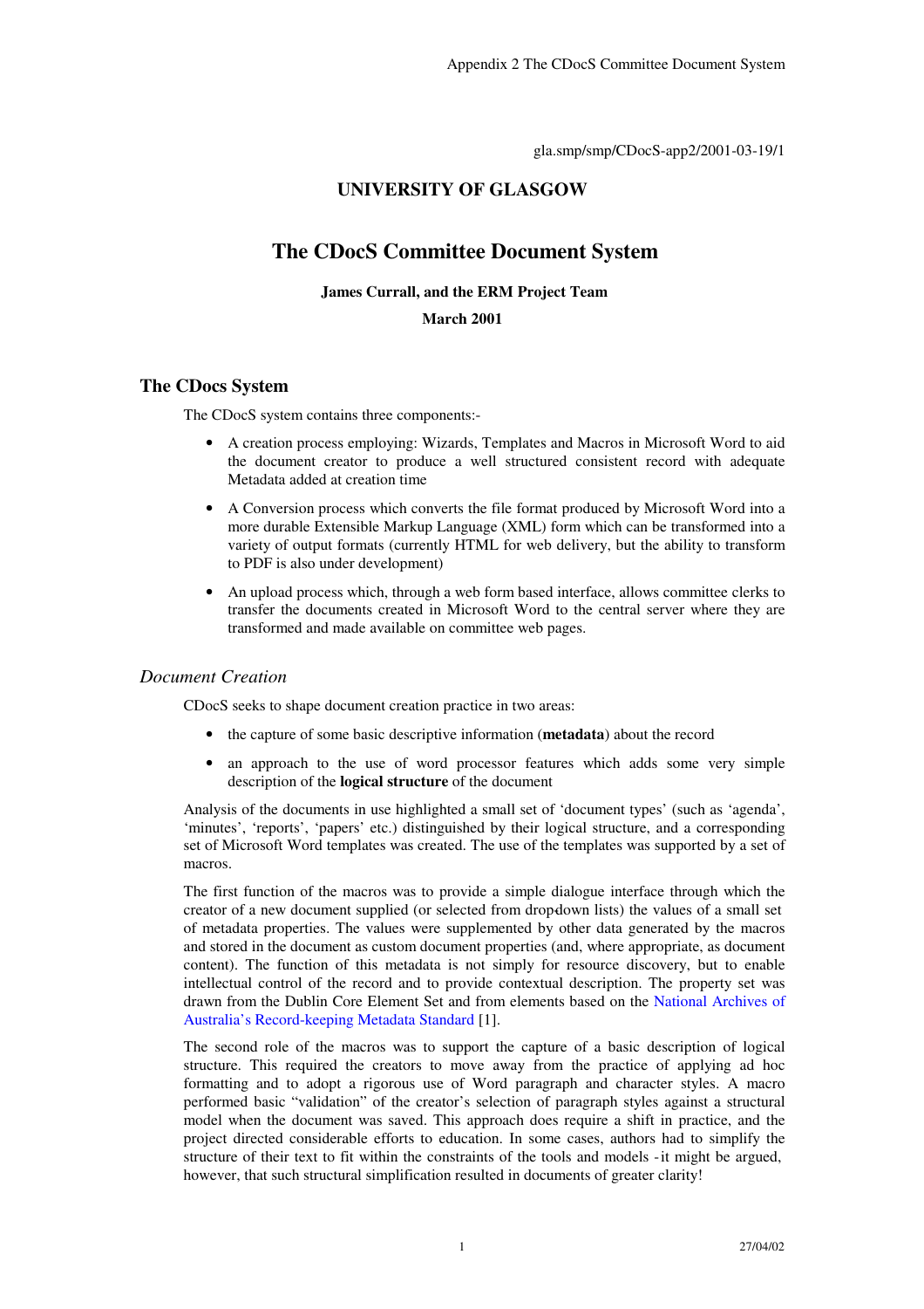gla.smp/smp/CDocS-app2/2001-03-19/1

**UNIVERSITY OF GLASGOW**

# The CDocS Committee Document System

**James Currall, and the ERM Project Team**

**March 2001**

## The CDocs System

The CDocS system contains three components:-

- A creation process employing: Wizards, Templates and Macros in Microsoft Word to aid the document creator to produce a well structured consistent record with adequate Metadata added at creation time
- A Conversion process which converts the file format produced by Microsoft Word into a more durable Extensible Markup Language (XML) form which can be transformed into a variety of output formats (currently HTML for web delivery, but the ability to transform to PDF is also under development)
- An upload process which, through a web form based interface, allows committee clerks to transfer the documents created in Microsoft Word to the central server where they are transformed and made available on committee web pages.

### *Document Creation*

CDocS seeks to shape document creation practice in two areas:

- the capture of some basic descriptive information (**metadata**) about the record
- an approach to the use of word processor features which adds some very simple description of the **logical structure** of the document

Analysis of the documents in use highlighted a small set of 'document types' (such as 'agenda', 'minutes', 'reports', 'papers' etc.) distinguished by their logical structure, and a corresponding set of Microsoft Word templates was created. The use of the templates was supported by a set of macros.

The first function of the macros was to provide a simple dialogue interface through which the creator of a new document supplied (or selected from drop-down lists) the values of a small set of metadata properties. The values were supplemented by other data generated by the macros and stored in the document as custom document properties (and, where appropriate, as document content). The function of this metadata is not simply for resource discovery, but to enable intellectual control of the record and to provide contextual description. The property set was drawn from the Dublin Core Element Set and from elements based on the National Archives of Australia's Record-keeping Metadata Standard [1].

The second role of the macros was to support the capture of a basic description of logical structure. This required the creators to move away from the practice of applying ad hoc formatting and to adopt a rigorous use of Word paragraph and character styles. A macro performed basic "validation" of the creator's selection of paragraph styles against a structural model when the document was saved. This approach does require a shift in practice, and the project directed considerable efforts to education. In some cases, authors had to simplify the structure of their text to fit within the constraints of the tools and models - it might be argued, however, that such structural simplification resulted in documents of greater clarity!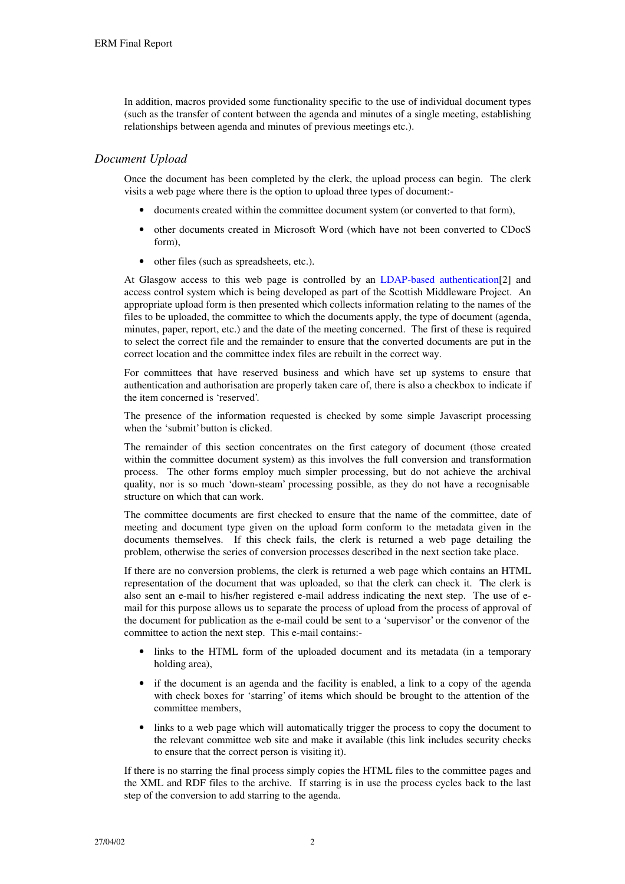In addition, macros provided some functionality specific to the use of individual document types (such as the transfer of content between the agenda and minutes of a single meeting, establishing relationships between agenda and minutes of previous meetings etc.).

### *Document Upload*

Once the document has been completed by the clerk, the upload process can begin. The clerk visits a web page where there is the option to upload three types of document:-

- documents created within the committee document system (or converted to that form),
- other documents created in Microsoft Word (which have not been converted to CDocS form),
- other files (such as spreadsheets, etc.).

At Glasgow access to this web page is controlled by an LDAP-based authentication[2] and access control system which is being developed as part of the Scottish Middleware Project. An appropriate upload form is then presented which collects information relating to the names of the files to be uploaded, the committee to which the documents apply, the type of document (agenda, minutes, paper, report, etc.) and the date of the meeting concerned. The first of these is required to select the correct file and the remainder to ensure that the converted documents are put in the correct location and the committee index files are rebuilt in the correct way.

For committees that have reserved business and which have set up systems to ensure that authentication and authorisation are properly taken care of, there is also a checkbox to indicate if the item concerned is 'reserved'.

The presence of the information requested is checked by some simple Javascript processing when the 'submit' button is clicked.

The remainder of this section concentrates on the first category of document (those created within the committee document system) as this involves the full conversion and transformation process. The other forms employ much simpler processing, but do not achieve the archival quality, nor is so much 'down-steam' processing possible, as they do not have a recognisable structure on which that can work.

The committee documents are first checked to ensure that the name of the committee, date of meeting and document type given on the upload form conform to the metadata given in the documents themselves. If this check fails, the clerk is returned a web page detailing the problem, otherwise the series of conversion processes described in the next section take place.

If there are no conversion problems, the clerk is returned a web page which contains an HTML representation of the document that was uploaded, so that the clerk can check it. The clerk is also sent an e-mail to his/her registered e-mail address indicating the next step. The use of e-mail for this purpose allows us to separate the process of upload from the process of approval of the document for publication as the e-mail could be sent to a 'supervisor' or the convenor of the committee to action the next step. This e-mail contains:-

- links to the HTML form of the uploaded document and its metadata (in a temporary holding area),
- if the document is an agenda and the facility is enabled, a link to a copy of the agenda with check boxes for 'starring' of items which should be brought to the attention of the committee members,
- links to a web page which will automatically trigger the process to copy the document to the relevant committee web site and make it available (this link includes security checks to ensure that the correct person is visiting it).

If there is no starring the final process simply copies the HTML files to the committee pages and the XML and RDF files to the archive. If starring is in use the process cycles back to the last step of the conversion to add starring to the agenda.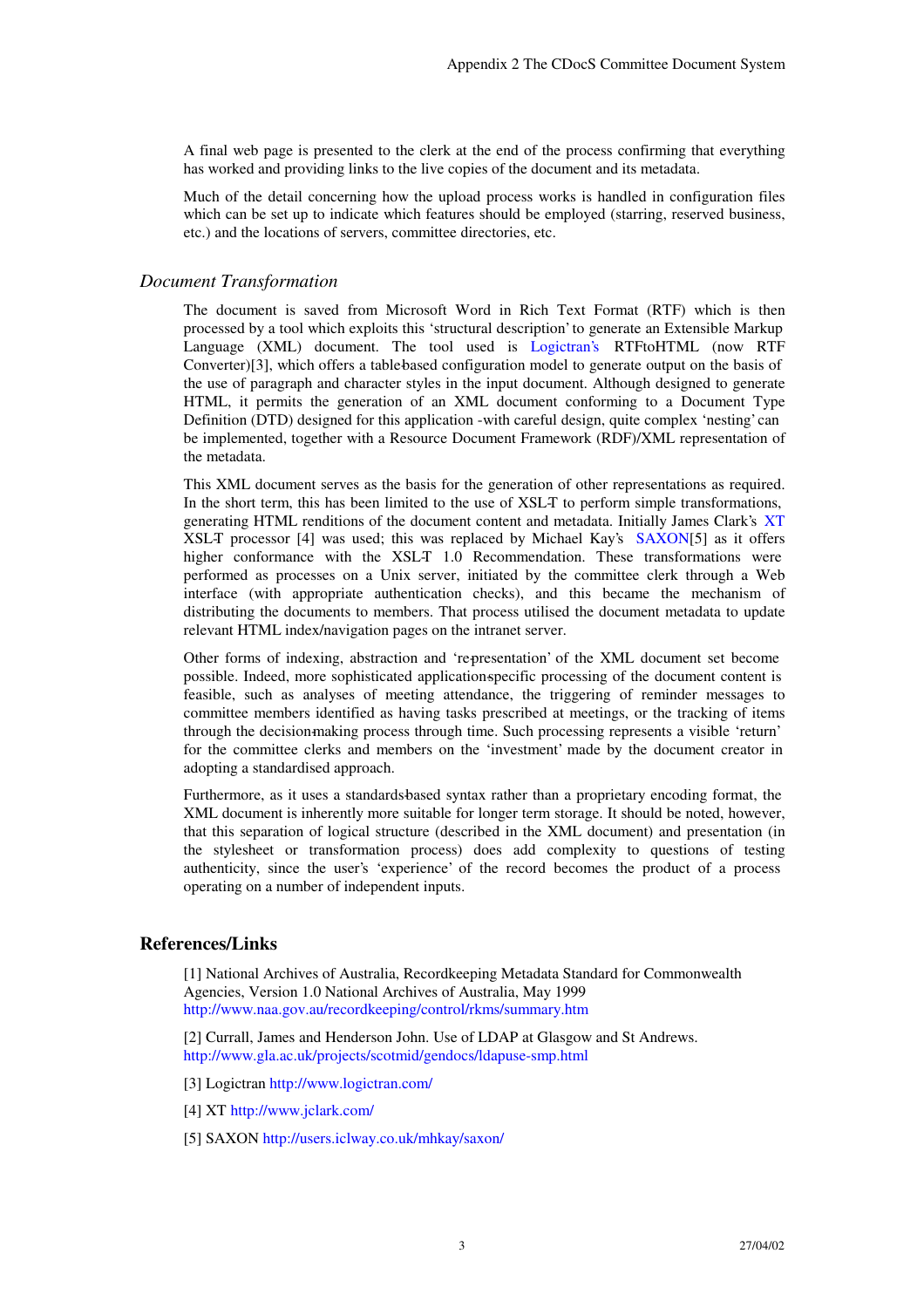A final web page is presented to the clerk at the end of the process confirming that everything has worked and providing links to the live copies of the document and its metadata.

Much of the detail concerning how the upload process works is handled in configuration files which can be set up to indicate which features should be employed (starring, reserved business, etc.) and the locations of servers, committee directories, etc.

### *Document Transformation*

The document is saved from Microsoft Word in Rich Text Format (RTF) which is then processed by a tool which exploits this 'structural description' to generate an Extensible Markup Language (XML) document. The tool used is Logictran's RTFtoHTML (now RTF Converter)[3], which offers a table-based configuration model to generate output on the basis of the use of paragraph and character styles in the input document. Although designed to generate HTML, it permits the generation of an XML document conforming to a Document Type Definition (DTD) designed for this application - with careful design, quite complex 'nesting' can be implemented, together with a Resource Document Framework (RDF)/XML representation of the metadata.

This XML document serves as the basis for the generation of other representations as required. In the short term, this has been limited to the use of XSL-T to perform simple transformations, generating HTML renditions of the document content and metadata. Initially James Clark's XT XSL-T processor [4] was used; this was replaced by Michael Kay's SAXON[5] as it offers higher conformance with the XSL-T 1.0 Recommendation. These transformations were performed as processes on a Unix server, initiated by the committee clerk through a Web interface (with appropriate authentication checks), and this became the mechanism of distributing the documents to members. That process utilised the document metadata to update relevant HTML index/navigation pages on the intranet server.

Other forms of indexing, abstraction and 're-presentation' of the XML document set become possible. Indeed, more sophisticated application-specific processing of the document content is feasible, such as analyses of meeting attendance, the triggering of reminder messages to committee members identified as having tasks prescribed at meetings, or the tracking of items through the decision-making process through time. Such processing represents a visible 'return' for the committee clerks and members on the 'investment' made by the document creator in adopting a standardised approach.

Furthermore, as it uses a standards-based syntax rather than a proprietary encoding format, the XML document is inherently more suitable for longer term storage. It should be noted, however, that this separation of logical structure (described in the XML document) and presentation (in the stylesheet or transformation process) does add complexity to questions of testing authenticity, since the user's 'experience' of the record becomes the product of a process operating on a number of independent inputs.

## References/Links

[1] National Archives of Australia, Recordkeeping Metadata Standard for Commonwealth Agencies, Version 1.0 National Archives of Australia, May 1999
http://www.naa.gov.au/recordkeeping/control/rkms/summary.htm

[2] Currall, James and Henderson John. Use of LDAP at Glasgow and St Andrews.
http://www.gla.ac.uk/projects/scotmid/gendocs/ldapuse-smp.html

[3] Logictran http://www.logictran.com/

[4] XT http://www.jclark.com/

[5] SAXON http://users.iclway.co.uk/mhkay/saxon/